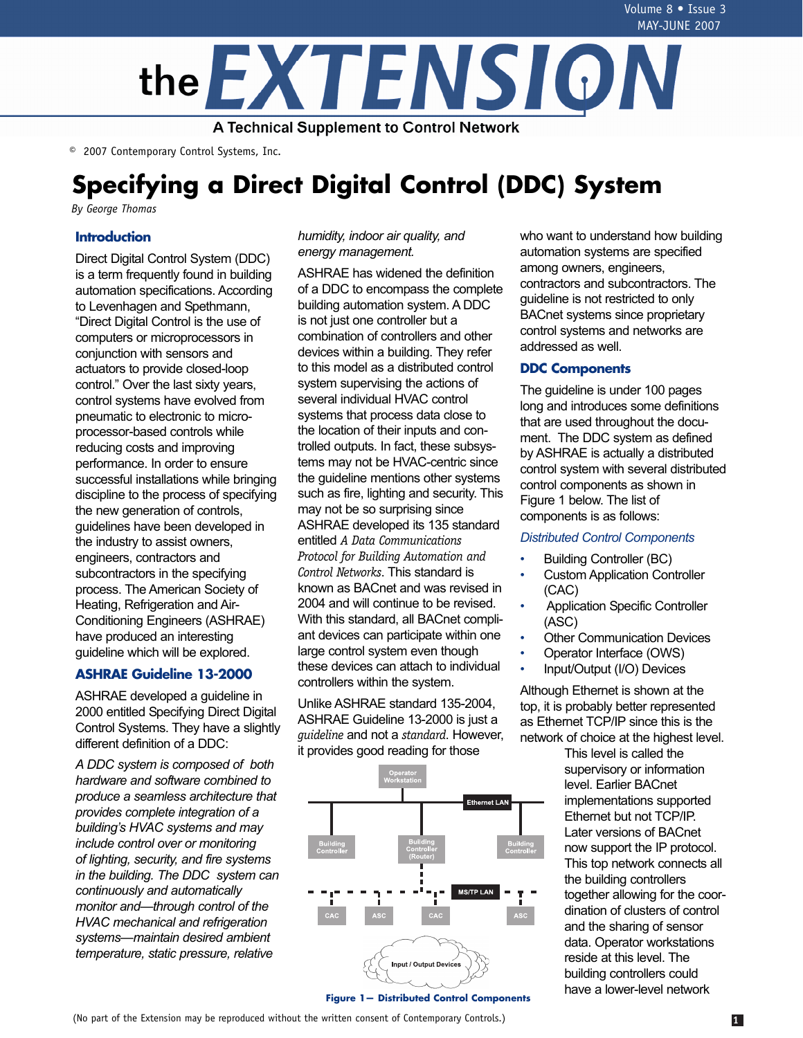# Specifying a Direct Digital Control (DDC) System

*By George Thomas*

## Introduction

Direct Digital Control System (DDC) is a term frequently found in building automation specifications. According to Levenhagen and Spethmann, "Direct Digital Control is the use of computers or microprocessors in conjunction with sensors and actuators to provide closed-loop control." Over the last sixty years, control systems have evolved from pneumatic to electronic to micro-processor-based controls while reducing costs and improving performance. In order to ensure successful installations while bringing discipline to the process of specifying the new generation of controls, guidelines have been developed in the industry to assist owners, engineers, contractors and subcontractors in the specifying process. The American Society of Heating, Refrigeration and Air-Conditioning Engineers (ASHRAE) have produced an interesting guideline which will be explored.

## ASHRAE Guideline 13-2000

ASHRAE developed a guideline in 2000 entitled Specifying Direct Digital Control Systems. They have a slightly different definition of a DDC:

*A DDC system is composed of both hardware and software combined to produce a seamless architecture that provides complete integration of a building's HVAC systems and may include control over or monitoring of lighting, security, and fire systems in the building. The DDC system can continuously and automatically monitor and—through control of the HVAC mechanical and refrigeration systems—maintain desired ambient temperature, static pressure, relative humidity, indoor air quality, and energy management.*

ASHRAE has widened the definition of a DDC to encompass the complete building automation system. A DDC is not just one controller but a combination of controllers and other devices within a building. They refer to this model as a distributed control system supervising the actions of several individual HVAC control systems that process data close to the location of their inputs and controlled outputs. In fact, these subsystems may not be HVAC-centric since the guideline mentions other systems such as fire, lighting and security. This may not be so surprising since ASHRAE developed its 135 standard entitled *A Data Communications Protocol for Building Automation and Control Networks*. This standard is known as BACnet and was revised in 2004 and will continue to be revised. With this standard, all BACnet compliant devices can participate within one large control system even though these devices can attach to individual controllers within the system.

Unlike ASHRAE standard 135-2004, ASHRAE Guideline 13-2000 is just a *guideline* and not a *standard*. However, it provides good reading for those who want to understand how building automation systems are specified among owners, engineers, contractors and subcontractors. The guideline is not restricted to only BACnet systems since proprietary control systems and networks are addressed as well.

## DDC Components

The guideline is under 100 pages long and introduces some definitions that are used throughout the document. The DDC system as defined by ASHRAE is actually a distributed control system with several distributed control components as shown in Figure 1 below. The list of components is as follows:

### *Distributed Control Components*

- Building Controller (BC)
- Custom Application Controller (CAC)
- Application Specific Controller (ASC)
- Other Communication Devices
- Operator Interface (OWS)
- Input/Output (I/O) Devices

Operator Workstation — Ethernet LAN — Building Controller, Building Controller (Router), Building Controller — MS/TP LAN — CAC, ASC, CAC, ASC — Input / Output Devices

**Figure 1— Distributed Control Components**

Although Ethernet is shown at the top, it is probably better represented as Ethernet TCP/IP since this is the network of choice at the highest level. This level is called the supervisory or information level. Earlier BACnet implementations supported Ethernet but not TCP/IP. Later versions of BACnet now support the IP protocol. This top network connects all the building controllers together allowing for the coordination of clusters of control and the sharing of sensor data. Operator workstations reside at this level. The building controllers could have a lower-level network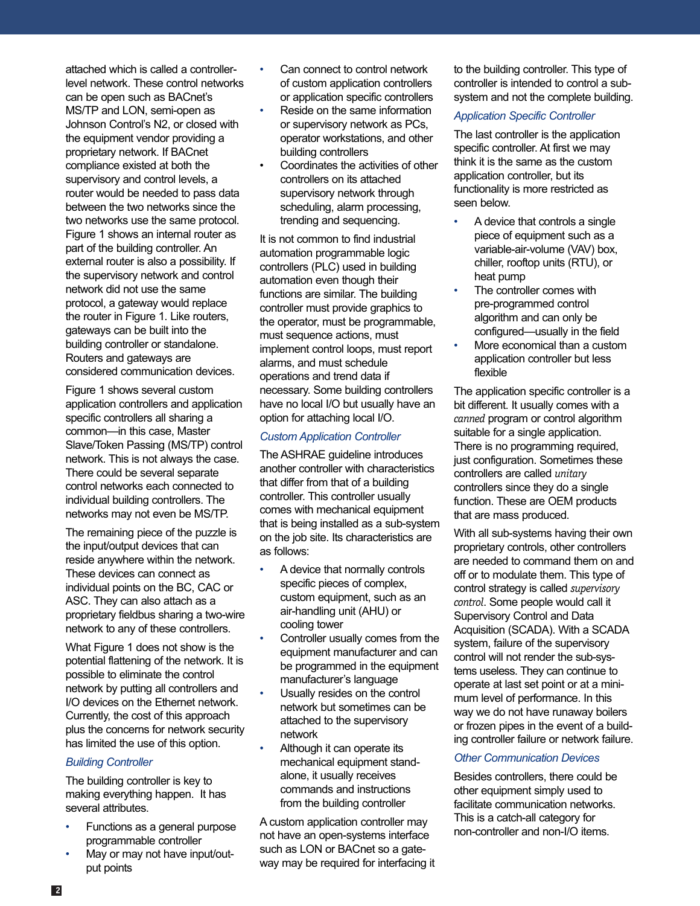attached which is called a controller-level network. These control networks can be open such as BACnet's MS/TP and LON, semi-open as Johnson Control's N2, or closed with the equipment vendor providing a proprietary network. If BACnet compliance existed at both the supervisory and control levels, a router would be needed to pass data between the two networks since the two networks use the same protocol. Figure 1 shows an internal router as part of the building controller. An external router is also a possibility. If the supervisory network and control network did not use the same protocol, a gateway would replace the router in Figure 1. Like routers, gateways can be built into the building controller or standalone. Routers and gateways are considered communication devices.

Figure 1 shows several custom application controllers and application specific controllers all sharing a common—in this case, Master Slave/Token Passing (MS/TP) control network. This is not always the case. There could be several separate control networks each connected to individual building controllers. The networks may not even be MS/TP.

The remaining piece of the puzzle is the input/output devices that can reside anywhere within the network. These devices can connect as individual points on the BC, CAC or ASC. They can also attach as a proprietary fieldbus sharing a two-wire network to any of these controllers.

What Figure 1 does not show is the potential flattening of the network. It is possible to eliminate the control network by putting all controllers and I/O devices on the Ethernet network. Currently, the cost of this approach plus the concerns for network security has limited the use of this option.

### *Building Controller*

The building controller is key to making everything happen. It has several attributes.

- Functions as a general purpose programmable controller
- May or may not have input/output points
- Can connect to control network of custom application controllers or application specific controllers
- Reside on the same information or supervisory network as PCs, operator workstations, and other building controllers
- Coordinates the activities of other controllers on its attached supervisory network through scheduling, alarm processing, trending and sequencing.

It is not common to find industrial automation programmable logic controllers (PLC) used in building automation even though their functions are similar. The building controller must provide graphics to the operator, must be programmable, must sequence actions, must implement control loops, must report alarms, and must schedule operations and trend data if necessary. Some building controllers have no local I/O but usually have an option for attaching local I/O.

### *Custom Application Controller*

The ASHRAE guideline introduces another controller with characteristics that differ from that of a building controller. This controller usually comes with mechanical equipment that is being installed as a sub-system on the job site. Its characteristics are as follows:

- A device that normally controls specific pieces of complex, custom equipment, such as an air-handling unit (AHU) or cooling tower
- Controller usually comes from the equipment manufacturer and can be programmed in the equipment manufacturer's language
- Usually resides on the control network but sometimes can be attached to the supervisory network
- Although it can operate its mechanical equipment stand-alone, it usually receives commands and instructions from the building controller

A custom application controller may not have an open-systems interface such as LON or BACnet so a gateway may be required for interfacing it to the building controller. This type of controller is intended to control a sub-system and not the complete building.

### *Application Specific Controller*

The last controller is the application specific controller. At first we may think it is the same as the custom application controller, but its functionality is more restricted as seen below.

- A device that controls a single piece of equipment such as a variable-air-volume (VAV) box, chiller, rooftop units (RTU), or heat pump
- The controller comes with pre-programmed control algorithm and can only be configured—usually in the field
- More economical than a custom application controller but less flexible

The application specific controller is a bit different. It usually comes with a *canned* program or control algorithm suitable for a single application. There is no programming required, just configuration. Sometimes these controllers are called *unitary* controllers since they do a single function. These are OEM products that are mass produced.

With all sub-systems having their own proprietary controls, other controllers are needed to command them on and off or to modulate them. This type of control strategy is called *supervisory control*. Some people would call it Supervisory Control and Data Acquisition (SCADA). With a SCADA system, failure of the supervisory control will not render the sub-systems useless. They can continue to operate at last set point or at a minimum level of performance. In this way we do not have runaway boilers or frozen pipes in the event of a building controller failure or network failure.

### *Other Communication Devices*

Besides controllers, there could be other equipment simply used to facilitate communication networks. This is a catch-all category for non-controller and non-I/O items.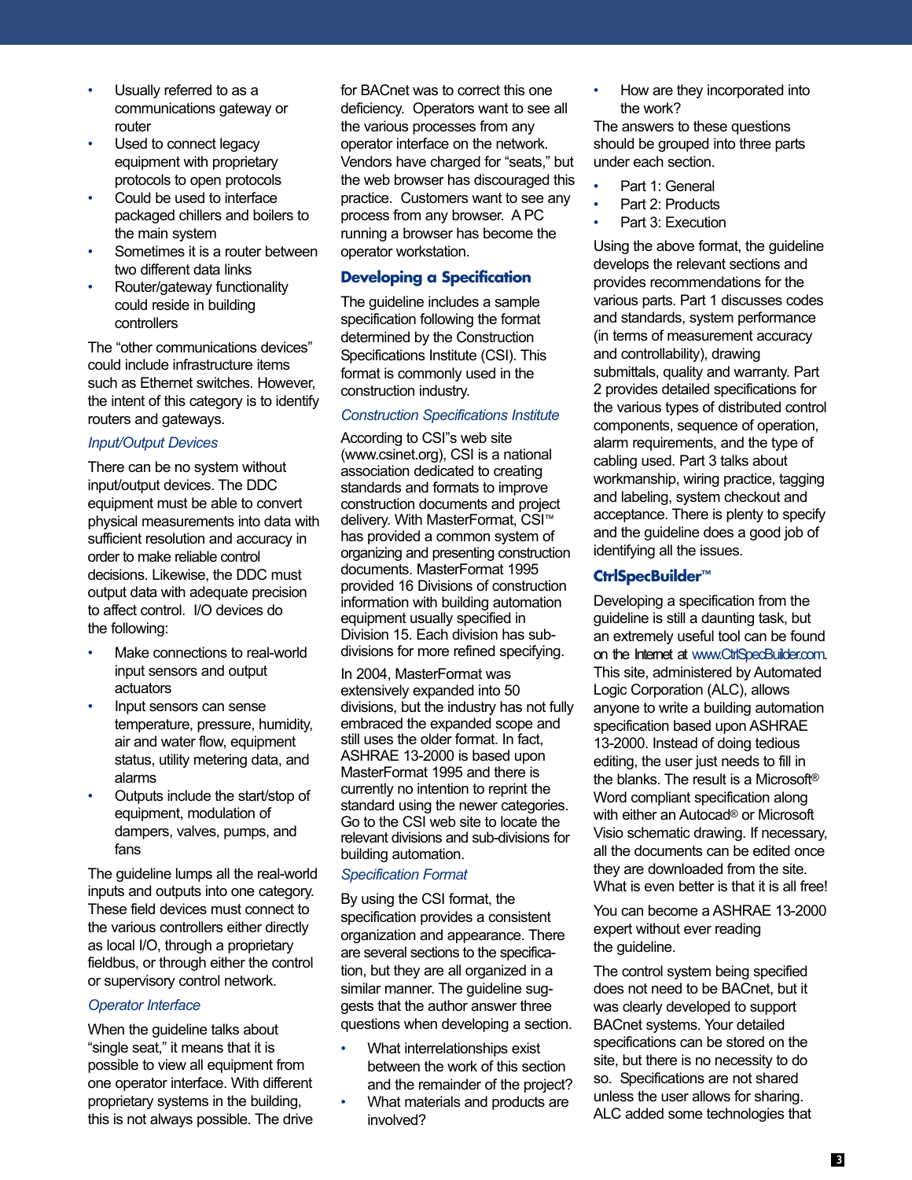- Usually referred to as a communications gateway or router
- Used to connect legacy equipment with proprietary protocols to open protocols
- Could be used to interface packaged chillers and boilers to the main system
- Sometimes it is a router between two different data links
- Router/gateway functionality could reside in building controllers

The “other communications devices” could include infrastructure items such as Ethernet switches. However, the intent of this category is to identify routers and gateways.

*Input/Output Devices*

There can be no system without input/output devices. The DDC equipment must be able to convert physical measurements into data with sufficient resolution and accuracy in order to make reliable control decisions. Likewise, the DDC must output data with adequate precision to affect control. I/O devices do the following:

- Make connections to real-world input sensors and output actuators
- Input sensors can sense temperature, pressure, humidity, air and water flow, equipment status, utility metering data, and alarms
- Outputs include the start/stop of equipment, modulation of dampers, valves, pumps, and fans

The guideline lumps all the real-world inputs and outputs into one category. These field devices must connect to the various controllers either directly as local I/O, through a proprietary fieldbus, or through either the control or supervisory control network.

*Operator Interface*

When the guideline talks about “single seat,” it means that it is possible to view all equipment from one operator interface. With different proprietary systems in the building, this is not always possible. The drive for BACnet was to correct this one deficiency. Operators want to see all the various processes from any operator interface on the network. Vendors have charged for “seats,” but the web browser has discouraged this practice. Customers want to see any process from any browser. A PC running a browser has become the operator workstation.

## Developing a Specification

The guideline includes a sample specification following the format determined by the Construction Specifications Institute (CSI). This format is commonly used in the construction industry.

*Construction Specifications Institute*

According to CSI”s web site (www.csinet.org), CSI is a national association dedicated to creating standards and formats to improve construction documents and project delivery. With MasterFormat, CSI™ has provided a common system of organizing and presenting construction documents. MasterFormat 1995 provided 16 Divisions of construction information with building automation equipment usually specified in Division 15. Each division has sub-divisions for more refined specifying.

In 2004, MasterFormat was extensively expanded into 50 divisions, but the industry has not fully embraced the expanded scope and still uses the older format. In fact, ASHRAE 13-2000 is based upon MasterFormat 1995 and there is currently no intention to reprint the standard using the newer categories. Go to the CSI web site to locate the relevant divisions and sub-divisions for building automation.

*Specification Format*

By using the CSI format, the specification provides a consistent organization and appearance. There are several sections to the specification, but they are all organized in a similar manner. The guideline suggests that the author answer three questions when developing a section.

- What interrelationships exist between the work of this section and the remainder of the project?
- What materials and products are involved?
- How are they incorporated into the work?

The answers to these questions should be grouped into three parts under each section.

- Part 1: General
- Part 2: Products
- Part 3: Execution

Using the above format, the guideline develops the relevant sections and provides recommendations for the various parts. Part 1 discusses codes and standards, system performance (in terms of measurement accuracy and controllability), drawing submittals, quality and warranty. Part 2 provides detailed specifications for the various types of distributed control components, sequence of operation, alarm requirements, and the type of cabling used. Part 3 talks about workmanship, wiring practice, tagging and labeling, system checkout and acceptance. There is plenty to specify and the guideline does a good job of identifying all the issues.

## CtrlSpecBuilder™

Developing a specification from the guideline is still a daunting task, but an extremely useful tool can be found on the Internet at www.CtrlSpecBuilder.com. This site, administered by Automated Logic Corporation (ALC), allows anyone to write a building automation specification based upon ASHRAE 13-2000. Instead of doing tedious editing, the user just needs to fill in the blanks. The result is a Microsoft® Word compliant specification along with either an Autocad® or Microsoft Visio schematic drawing. If necessary, all the documents can be edited once they are downloaded from the site. What is even better is that it is all free!

You can become a ASHRAE 13-2000 expert without ever reading the guideline.

The control system being specified does not need to be BACnet, but it was clearly developed to support BACnet systems. Your detailed specifications can be stored on the site, but there is no necessity to do so. Specifications are not shared unless the user allows for sharing. ALC added some technologies that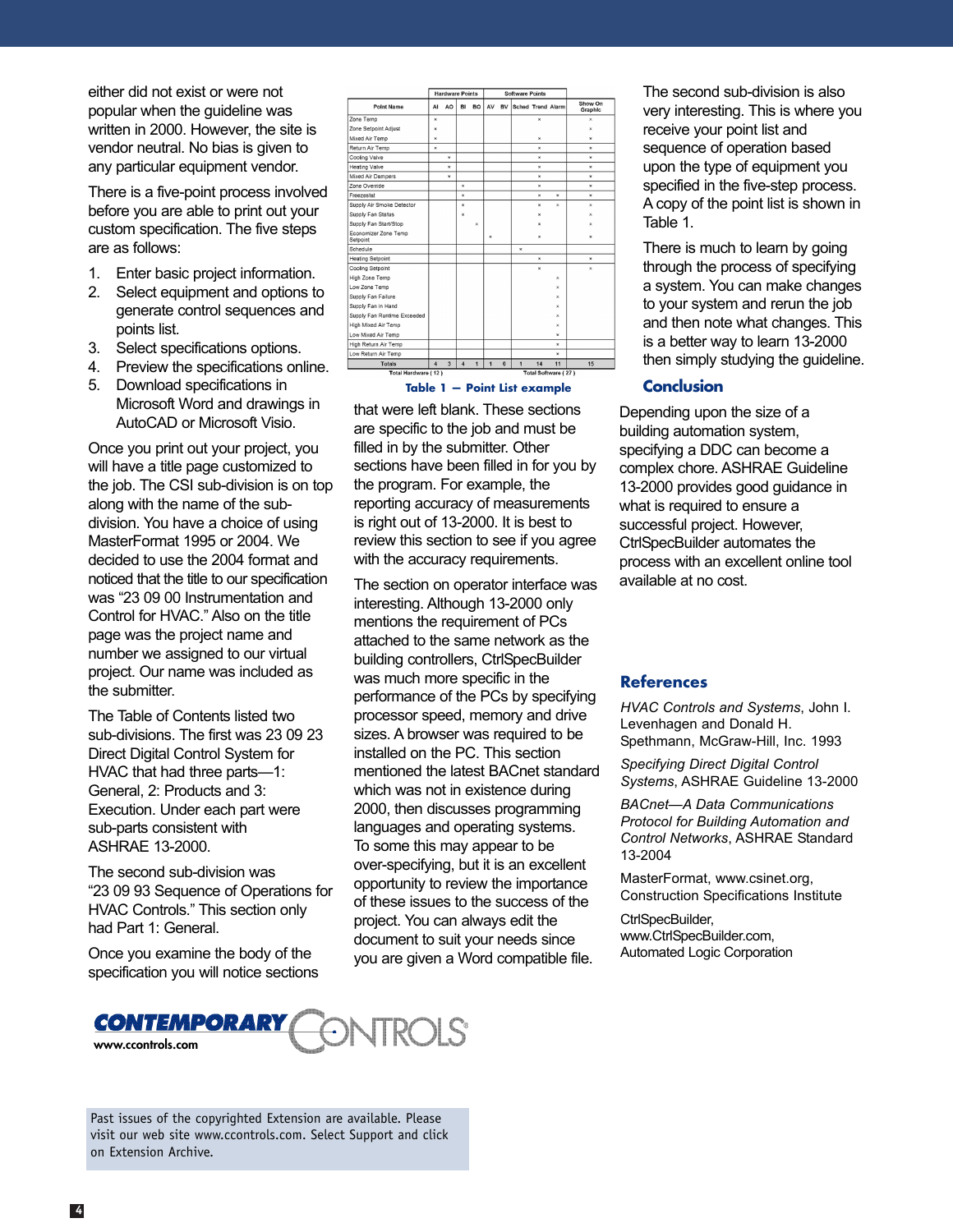either did not exist or were not popular when the guideline was written in 2000. However, the site is vendor neutral. No bias is given to any particular equipment vendor.

There is a five-point process involved before you are able to print out your custom specification. The five steps are as follows:

1. Enter basic project information.
2. Select equipment and options to generate control sequences and points list.
3. Select specifications options.
4. Preview the specifications online.
5. Download specifications in Microsoft Word and drawings in AutoCAD or Microsoft Visio.

Once you print out your project, you will have a title page customized to the job. The CSI sub-division is on top along with the name of the sub-division. You have a choice of using MasterFormat 1995 or 2004. We decided to use the 2004 format and noticed that the title to our specification was "23 09 00 Instrumentation and Control for HVAC." Also on the title page was the project name and number we assigned to our virtual project. Our name was included as the submitter.

The Table of Contents listed two sub-divisions. The first was 23 09 23 Direct Digital Control System for HVAC that had three parts—1: General, 2: Products and 3: Execution. Under each part were sub-parts consistent with ASHRAE 13-2000.

The second sub-division was "23 09 93 Sequence of Operations for HVAC Controls." This section only had Part 1: General.

Once you examine the body of the specification you will notice sections

| | Hardware Points | | | | Software Points | | | | | |
|---|---|---|---|---|---|---|---|---|---|---|
| Point Name | AI | AO | BI | BO | AV | BV | Sched | Trend | Alarm | Show On Graphic |
| Zone Temp | x | | | | | | | x | | x |
| Zone Setpoint Adjust | x | | | | | | | | | x |
| Mixed Air Temp | x | | | | | | | x | | x |
| Return Air Temp | x | | | | | | | x | | x |
| Cooling Valve | | x | | | | | | x | | x |
| Heating Valve | | x | | | | | | x | | x |
| Mixed Air Dampers | | x | | | | | | x | | x |
| Zone Override | | | x | | | | | x | | x |
| Freezestat | | | x | | | | | x | x | x |
| Supply Air Smoke Detector | | | x | | | | | x | x | x |
| Supply Fan Status | | | x | | | | | x | | x |
| Supply Fan Start/Stop | | | | x | | | | x | | x |
| Economizer Zone Temp Setpoint | | | | | x | | | x | | x |
| Schedule | | | | | | | x | | | |
| Heating Setpoint | | | | | | | | x | | x |
| Cooling Setpoint | | | | | | | | x | | x |
| High Zone Temp | | | | | | | | | x | |
| Low Zone Temp | | | | | | | | | x | |
| Supply Fan Failure | | | | | | | | | x | |
| Supply Fan in Hand | | | | | | | | | x | |
| Supply Fan Runtime Exceeded | | | | | | | | | x | |
| High Mixed Air Temp | | | | | | | | | x | |
| Low Mixed Air Temp | | | | | | | | | x | |
| High Return Air Temp | | | | | | | | | x | |
| Low Return Air Temp | | | | | | | | | x | |
| Totals | 4 | 3 | 4 | 1 | 1 | 6 | 1 | 14 | 11 | 15 |
| | Total Hardware ( 12 ) | | | | Total Software ( 27 ) | | | | | |

**Table 1 — Point List example**

that were left blank. These sections are specific to the job and must be filled in by the submitter. Other sections have been filled in for you by the program. For example, the reporting accuracy of measurements is right out of 13-2000. It is best to review this section to see if you agree with the accuracy requirements.

The section on operator interface was interesting. Although 13-2000 only mentions the requirement of PCs attached to the same network as the building controllers, CtrlSpecBuilder was much more specific in the performance of the PCs by specifying processor speed, memory and drive sizes. A browser was required to be installed on the PC. This section mentioned the latest BACnet standard which was not in existence during 2000, then discusses programming languages and operating systems. To some this may appear to be over-specifying, but it is an excellent opportunity to review the importance of these issues to the success of the project. You can always edit the document to suit your needs since you are given a Word compatible file.

The second sub-division is also very interesting. This is where you receive your point list and sequence of operation based upon the type of equipment you specified in the five-step process. A copy of the point list is shown in Table 1.

There is much to learn by going through the process of specifying a system. You can make changes to your system and rerun the job and then note what changes. This is a better way to learn 13-2000 then simply studying the guideline.

## Conclusion

Depending upon the size of a building automation system, specifying a DDC can become a complex chore. ASHRAE Guideline 13-2000 provides good guidance in what is required to ensure a successful project. However, CtrlSpecBuilder automates the process with an excellent online tool available at no cost.

## References

*HVAC Controls and Systems*, John I. Levenhagen and Donald H. Spethmann, McGraw-Hill, Inc. 1993

*Specifying Direct Digital Control Systems*, ASHRAE Guideline 13-2000

*BACnet—A Data Communications Protocol for Building Automation and Control Networks*, ASHRAE Standard 13-2004

MasterFormat, www.csinet.org, Construction Specifications Institute

CtrlSpecBuilder, www.CtrlSpecBuilder.com, Automated Logic Corporation

**CONTEMPORARY CONTROLS**
www.ccontrols.com

Past issues of the copyrighted Extension are available. Please visit our web site www.ccontrols.com. Select Support and click on Extension Archive.